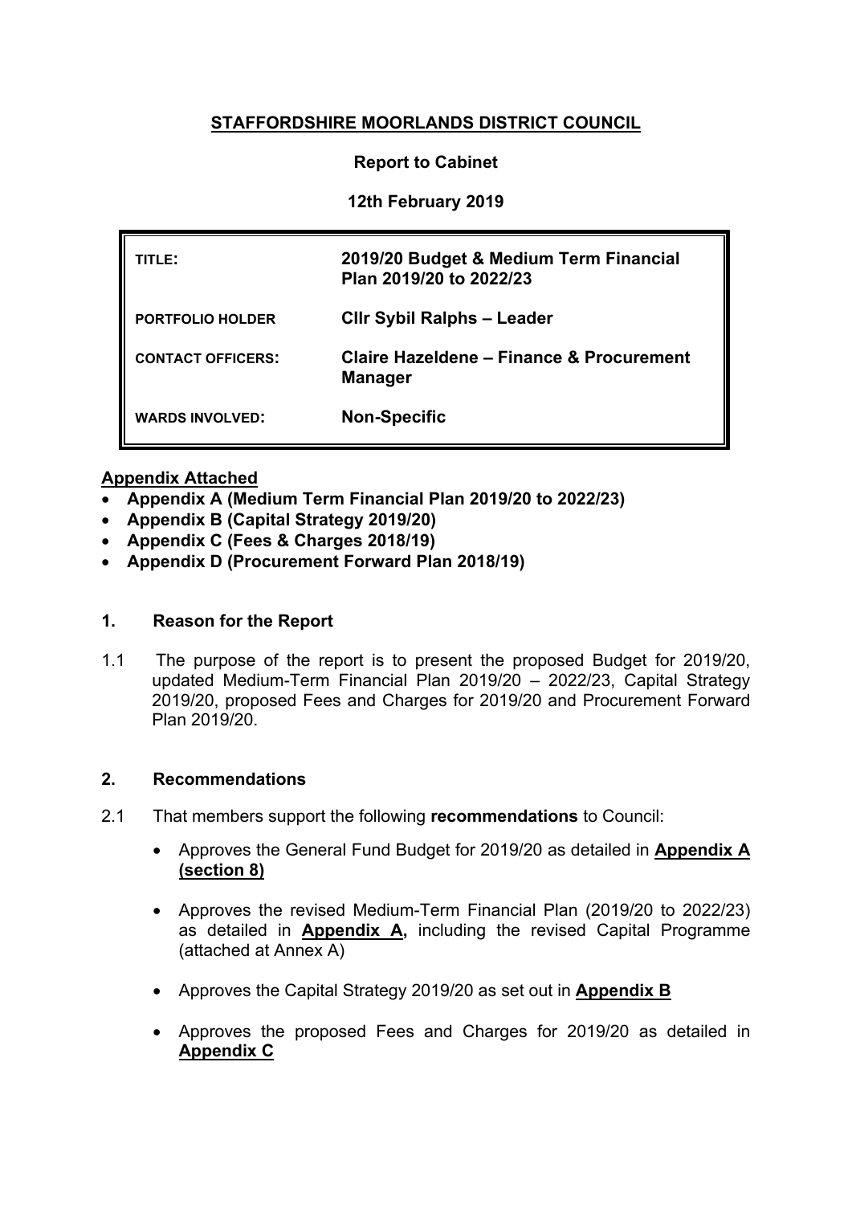**STAFFORDSHIRE MOORLANDS DISTRICT COUNCIL**

**Report to Cabinet**

**12th February 2019**

| | |
|---|---|
| **TITLE:** | **2019/20 Budget & Medium Term Financial Plan 2019/20 to 2022/23** |
| **PORTFOLIO HOLDER** | **Cllr Sybil Ralphs – Leader** |
| **CONTACT OFFICERS:** | **Claire Hazeldene – Finance & Procurement Manager** |
| **WARDS INVOLVED:** | **Non-Specific** |

**Appendix Attached**

- **Appendix A (Medium Term Financial Plan 2019/20 to 2022/23)**
- **Appendix B (Capital Strategy 2019/20)**
- **Appendix C (Fees & Charges 2018/19)**
- **Appendix D (Procurement Forward Plan 2018/19)**

## 1. Reason for the Report

1.1 The purpose of the report is to present the proposed Budget for 2019/20, updated Medium-Term Financial Plan 2019/20 – 2022/23, Capital Strategy 2019/20, proposed Fees and Charges for 2019/20 and Procurement Forward Plan 2019/20.

## 2. Recommendations

2.1 That members support the following **recommendations** to Council:

- Approves the General Fund Budget for 2019/20 as detailed in **Appendix A (section 8)**
- Approves the revised Medium-Term Financial Plan (2019/20 to 2022/23) as detailed in **Appendix A,** including the revised Capital Programme (attached at Annex A)
- Approves the Capital Strategy 2019/20 as set out in **Appendix B**
- Approves the proposed Fees and Charges for 2019/20 as detailed in **Appendix C**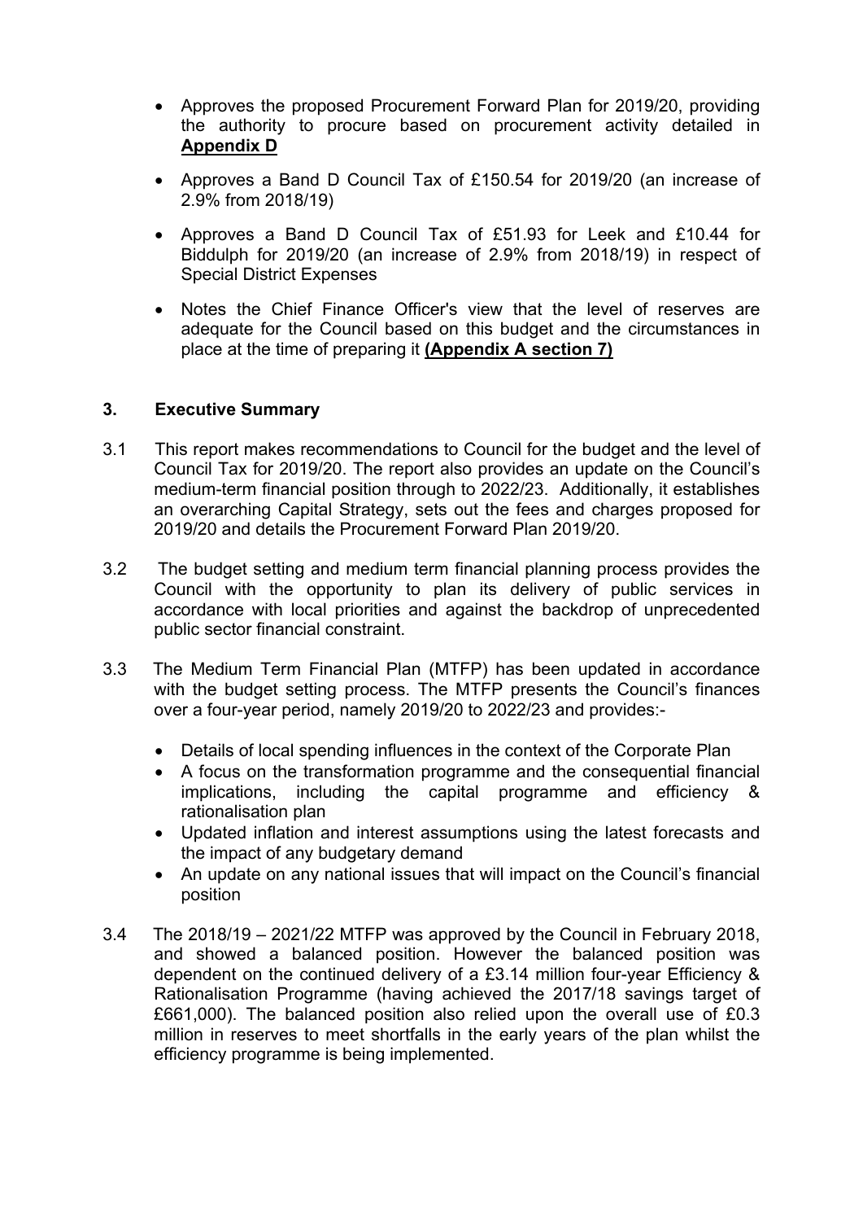- Approves the proposed Procurement Forward Plan for 2019/20, providing the authority to procure based on procurement activity detailed in **Appendix D**

- Approves a Band D Council Tax of £150.54 for 2019/20 (an increase of 2.9% from 2018/19)

- Approves a Band D Council Tax of £51.93 for Leek and £10.44 for Biddulph for 2019/20 (an increase of 2.9% from 2018/19) in respect of Special District Expenses

- Notes the Chief Finance Officer's view that the level of reserves are adequate for the Council based on this budget and the circumstances in place at the time of preparing it **(Appendix A section 7)**

## 3. Executive Summary

3.1 This report makes recommendations to Council for the budget and the level of Council Tax for 2019/20. The report also provides an update on the Council's medium-term financial position through to 2022/23. Additionally, it establishes an overarching Capital Strategy, sets out the fees and charges proposed for 2019/20 and details the Procurement Forward Plan 2019/20.

3.2 The budget setting and medium term financial planning process provides the Council with the opportunity to plan its delivery of public services in accordance with local priorities and against the backdrop of unprecedented public sector financial constraint.

3.3 The Medium Term Financial Plan (MTFP) has been updated in accordance with the budget setting process. The MTFP presents the Council's finances over a four-year period, namely 2019/20 to 2022/23 and provides:-

- Details of local spending influences in the context of the Corporate Plan
- A focus on the transformation programme and the consequential financial implications, including the capital programme and efficiency & rationalisation plan
- Updated inflation and interest assumptions using the latest forecasts and the impact of any budgetary demand
- An update on any national issues that will impact on the Council's financial position

3.4 The 2018/19 – 2021/22 MTFP was approved by the Council in February 2018, and showed a balanced position. However the balanced position was dependent on the continued delivery of a £3.14 million four-year Efficiency & Rationalisation Programme (having achieved the 2017/18 savings target of £661,000). The balanced position also relied upon the overall use of £0.3 million in reserves to meet shortfalls in the early years of the plan whilst the efficiency programme is being implemented.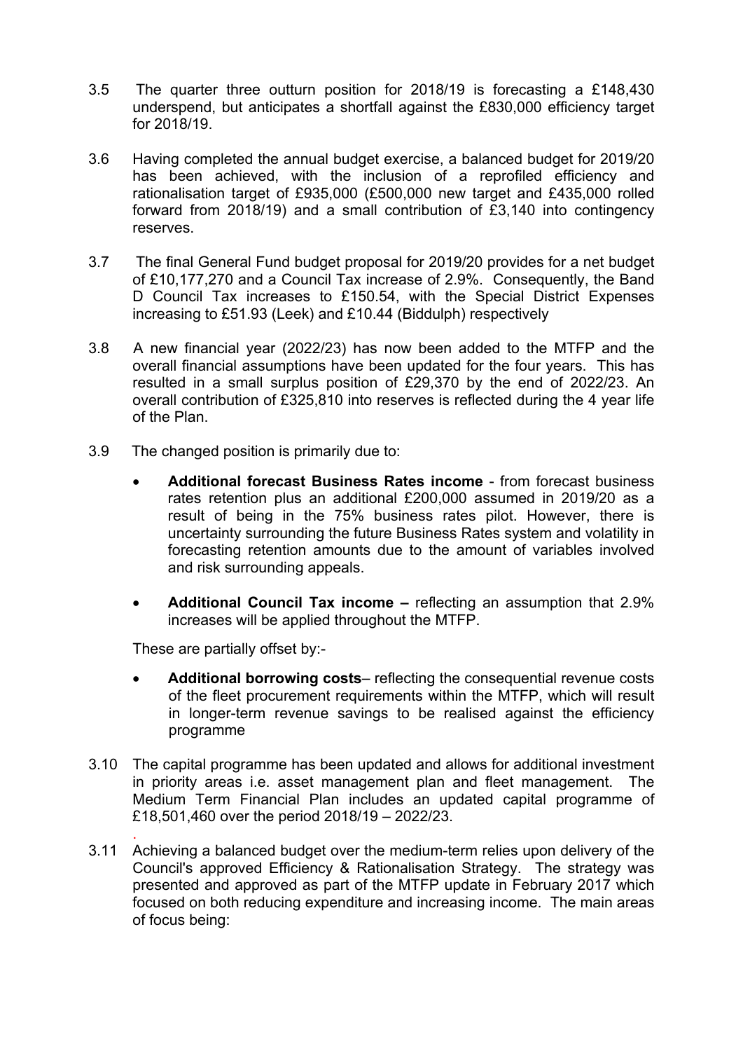3.5 The quarter three outturn position for 2018/19 is forecasting a £148,430 underspend, but anticipates a shortfall against the £830,000 efficiency target for 2018/19.

3.6 Having completed the annual budget exercise, a balanced budget for 2019/20 has been achieved, with the inclusion of a reprofiled efficiency and rationalisation target of £935,000 (£500,000 new target and £435,000 rolled forward from 2018/19) and a small contribution of £3,140 into contingency reserves.

3.7 The final General Fund budget proposal for 2019/20 provides for a net budget of £10,177,270 and a Council Tax increase of 2.9%. Consequently, the Band D Council Tax increases to £150.54, with the Special District Expenses increasing to £51.93 (Leek) and £10.44 (Biddulph) respectively

3.8 A new financial year (2022/23) has now been added to the MTFP and the overall financial assumptions have been updated for the four years. This has resulted in a small surplus position of £29,370 by the end of 2022/23. An overall contribution of £325,810 into reserves is reflected during the 4 year life of the Plan.

3.9 The changed position is primarily due to:

- **Additional forecast Business Rates income** - from forecast business rates retention plus an additional £200,000 assumed in 2019/20 as a result of being in the 75% business rates pilot. However, there is uncertainty surrounding the future Business Rates system and volatility in forecasting retention amounts due to the amount of variables involved and risk surrounding appeals.

- **Additional Council Tax income –** reflecting an assumption that 2.9% increases will be applied throughout the MTFP.

These are partially offset by:-

- **Additional borrowing costs**– reflecting the consequential revenue costs of the fleet procurement requirements within the MTFP, which will result in longer-term revenue savings to be realised against the efficiency programme

3.10 The capital programme has been updated and allows for additional investment in priority areas i.e. asset management plan and fleet management. The Medium Term Financial Plan includes an updated capital programme of £18,501,460 over the period 2018/19 – 2022/23.

3.11 Achieving a balanced budget over the medium-term relies upon delivery of the Council's approved Efficiency & Rationalisation Strategy. The strategy was presented and approved as part of the MTFP update in February 2017 which focused on both reducing expenditure and increasing income. The main areas of focus being: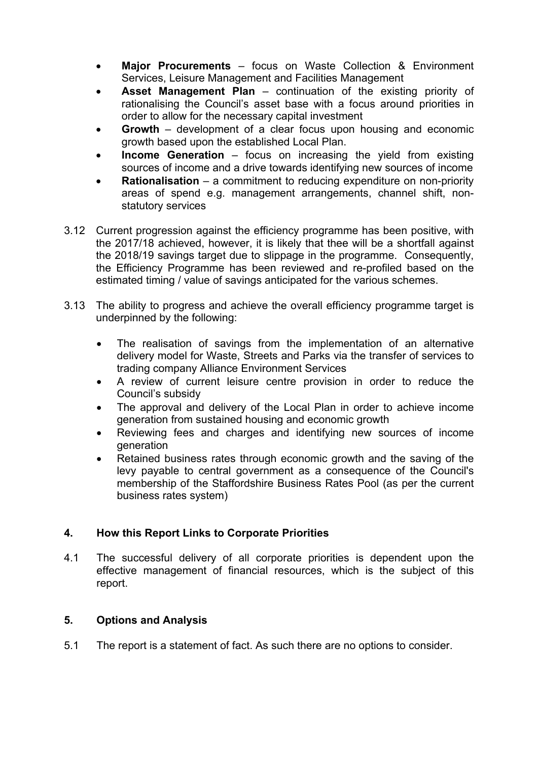- **Major Procurements** – focus on Waste Collection & Environment Services, Leisure Management and Facilities Management
- **Asset Management Plan** – continuation of the existing priority of rationalising the Council's asset base with a focus around priorities in order to allow for the necessary capital investment
- **Growth** – development of a clear focus upon housing and economic growth based upon the established Local Plan.
- **Income Generation** – focus on increasing the yield from existing sources of income and a drive towards identifying new sources of income
- **Rationalisation** – a commitment to reducing expenditure on non-priority areas of spend e.g. management arrangements, channel shift, non-statutory services

3.12 Current progression against the efficiency programme has been positive, with the 2017/18 achieved, however, it is likely that thee will be a shortfall against the 2018/19 savings target due to slippage in the programme. Consequently, the Efficiency Programme has been reviewed and re-profiled based on the estimated timing / value of savings anticipated for the various schemes.

3.13 The ability to progress and achieve the overall efficiency programme target is underpinned by the following:

- The realisation of savings from the implementation of an alternative delivery model for Waste, Streets and Parks via the transfer of services to trading company Alliance Environment Services
- A review of current leisure centre provision in order to reduce the Council's subsidy
- The approval and delivery of the Local Plan in order to achieve income generation from sustained housing and economic growth
- Reviewing fees and charges and identifying new sources of income generation
- Retained business rates through economic growth and the saving of the levy payable to central government as a consequence of the Council's membership of the Staffordshire Business Rates Pool (as per the current business rates system)

## 4. How this Report Links to Corporate Priorities

4.1 The successful delivery of all corporate priorities is dependent upon the effective management of financial resources, which is the subject of this report.

## 5. Options and Analysis

5.1 The report is a statement of fact. As such there are no options to consider.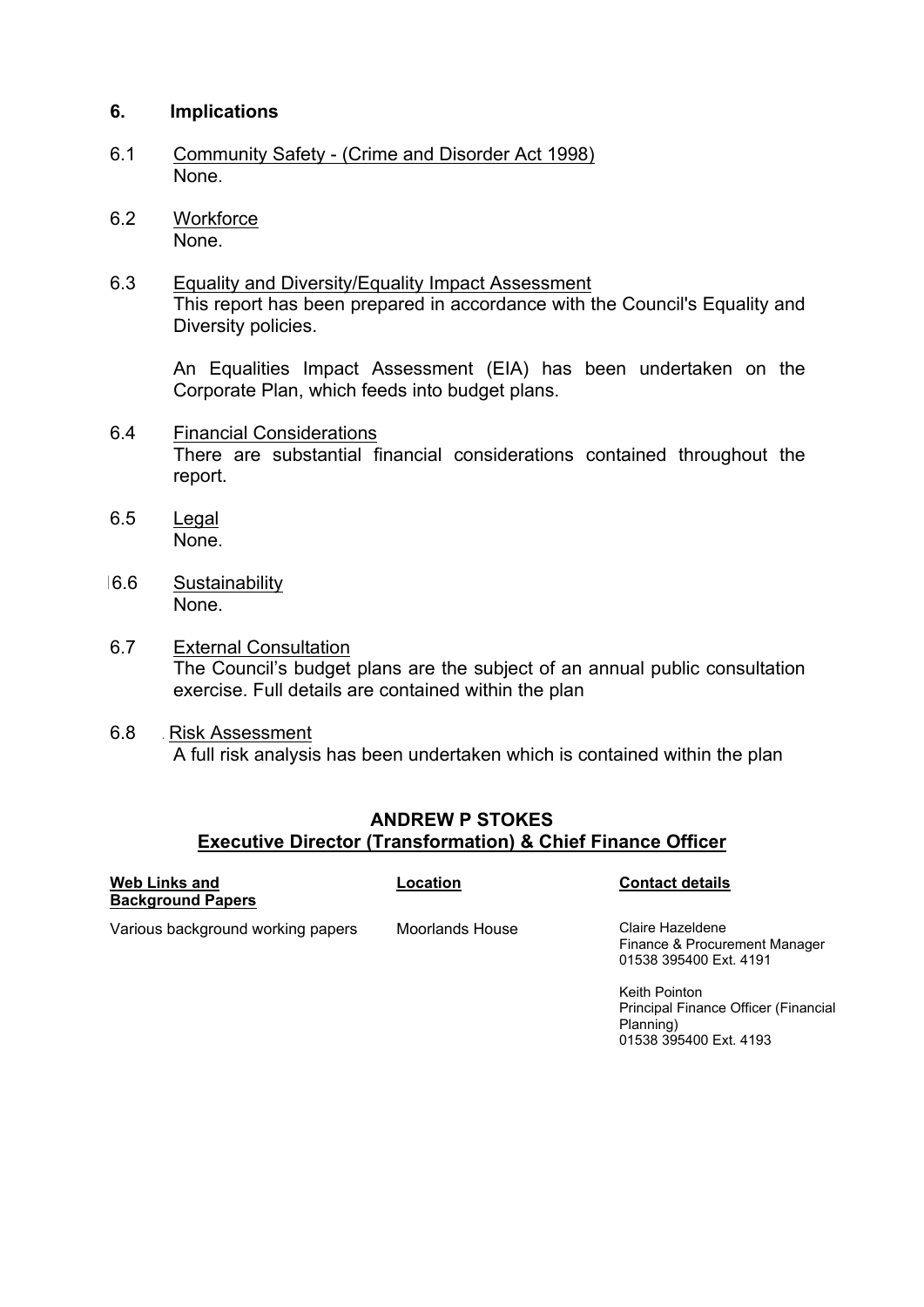## 6. Implications

6.1 Community Safety - (Crime and Disorder Act 1998)
None.

6.2 Workforce
None.

6.3 Equality and Diversity/Equality Impact Assessment
This report has been prepared in accordance with the Council's Equality and Diversity policies.

An Equalities Impact Assessment (EIA) has been undertaken on the Corporate Plan, which feeds into budget plans.

6.4 Financial Considerations
There are substantial financial considerations contained throughout the report.

6.5 Legal
None.

6.6 Sustainability
None.

6.7 External Consultation
The Council's budget plans are the subject of an annual public consultation exercise. Full details are contained within the plan

6.8 Risk Assessment
A full risk analysis has been undertaken which is contained within the plan

**ANDREW P STOKES**
**Executive Director (Transformation) & Chief Finance Officer**

| Web Links and Background Papers | Location | Contact details |
|---|---|---|
| Various background working papers | Moorlands House | Claire Hazeldene<br>Finance & Procurement Manager<br>01538 395400 Ext. 4191 |
| | | Keith Pointon<br>Principal Finance Officer (Financial Planning)<br>01538 395400 Ext. 4193 |